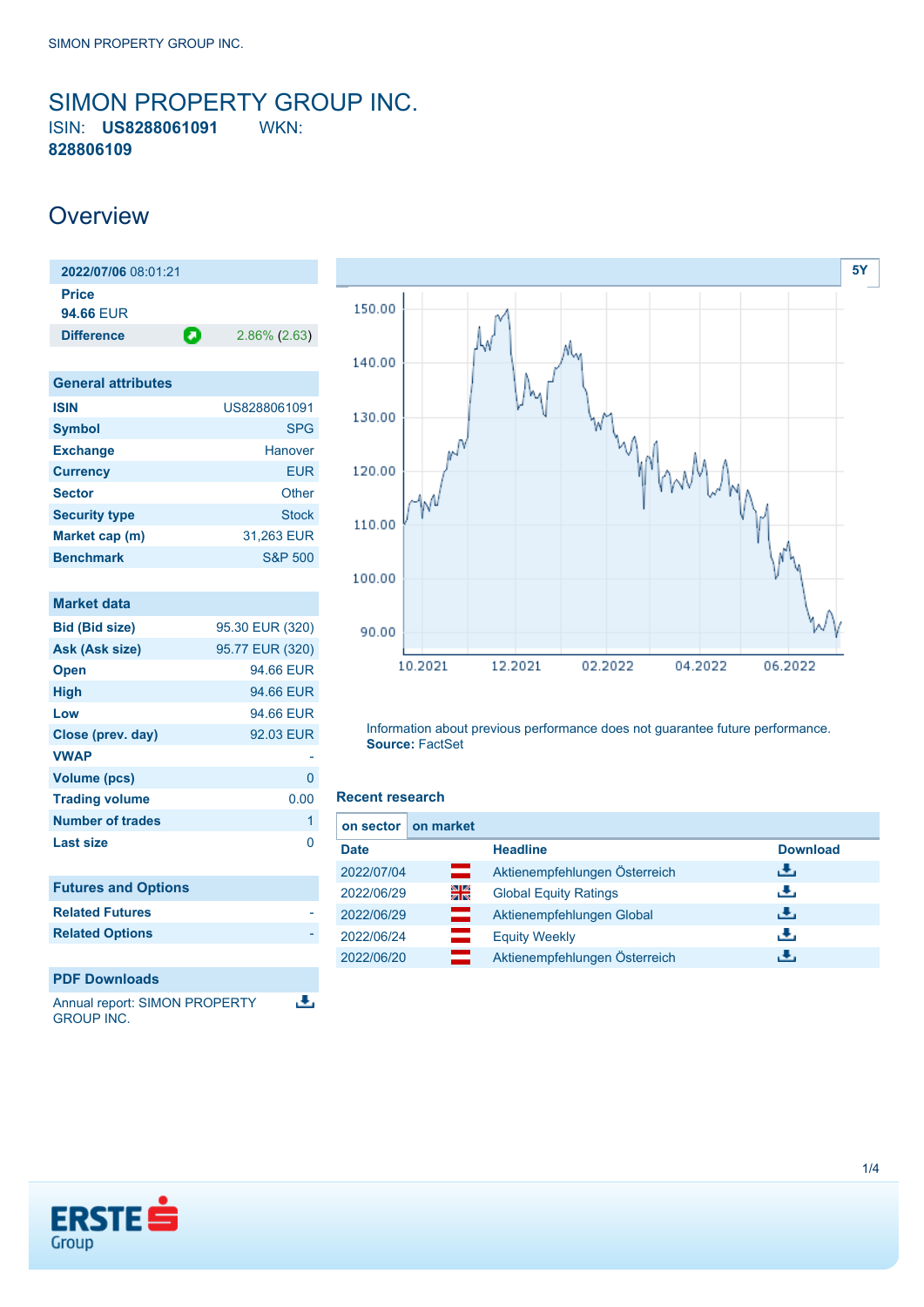# SIMON PROPERTY GROUP INC.

ISIN: **US8288061091** WKN: **828806109**

## Overview

| 2022/07/06 08:01:21 | |
|---|---|
| **Price** | |
| **94.66** EUR | |
| **Difference** | 2.86% (2.63) |

| General attributes | |
|---|---|
| **ISIN** | US8288061091 |
| **Symbol** | SPG |
| **Exchange** | Hanover |
| **Currency** | EUR |
| **Sector** | Other |
| **Security type** | Stock |
| **Market cap (m)** | 31,263 EUR |
| **Benchmark** | S&P 500 |

| Market data | |
|---|---|
| **Bid (Bid size)** | 95.30 EUR (320) |
| **Ask (Ask size)** | 95.77 EUR (320) |
| **Open** | 94.66 EUR |
| **High** | 94.66 EUR |
| **Low** | 94.66 EUR |
| **Close (prev. day)** | 92.03 EUR |
| **VWAP** | - |
| **Volume (pcs)** | 0 |
| **Trading volume** | 0.00 |
| **Number of trades** | 1 |
| **Last size** | 0 |

| Futures and Options | |
|---|---|
| **Related Futures** | - |
| **Related Options** | - |

**PDF Downloads**

Annual report: SIMON PROPERTY GROUP INC.

Information about previous performance does not guarantee future performance.
**Source:** FactSet

### Recent research

on sector | on market

| Date | | Headline | Download |
|---|---|---|---|
| 2022/07/04 | | Aktienempfehlungen Österreich | |
| 2022/06/29 | | Global Equity Ratings | |
| 2022/06/29 | | Aktienempfehlungen Global | |
| 2022/06/24 | | Equity Weekly | |
| 2022/06/20 | | Aktienempfehlungen Österreich | |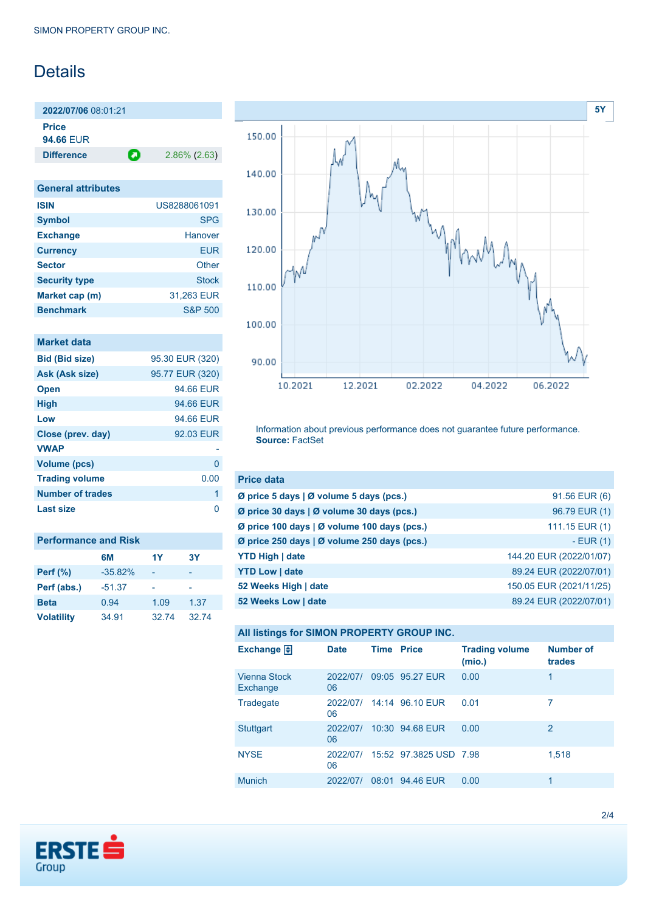SIMON PROPERTY GROUP INC.

# Details

**2022/07/06** 08:01:21

**Price**
**94.66** EUR

| **Difference** | 2.86% (2.63) |
|---|---|

| General attributes | |
|---|---|
| **ISIN** | US8288061091 |
| **Symbol** | SPG |
| **Exchange** | Hanover |
| **Currency** | EUR |
| **Sector** | Other |
| **Security type** | Stock |
| **Market cap (m)** | 31,263 EUR |
| **Benchmark** | S&P 500 |

| Market data | |
|---|---|
| **Bid (Bid size)** | 95.30 EUR (320) |
| **Ask (Ask size)** | 95.77 EUR (320) |
| **Open** | 94.66 EUR |
| **High** | 94.66 EUR |
| **Low** | 94.66 EUR |
| **Close (prev. day)** | 92.03 EUR |
| **VWAP** | - |
| **Volume (pcs)** | 0 |
| **Trading volume** | 0.00 |
| **Number of trades** | 1 |
| **Last size** | 0 |

| Performance and Risk | 6M | 1Y | 3Y |
|---|---|---|---|
| **Perf (%)** | -35.82% | - | - |
| **Perf (abs.)** | -51.37 | - | - |
| **Beta** | 0.94 | 1.09 | 1.37 |
| **Volatility** | 34.91 | 32.74 | 32.74 |

Information about previous performance does not guarantee future performance.
**Source:** FactSet

| Price data | |
|---|---|
| **Ø price 5 days \| Ø volume 5 days (pcs.)** | 91.56 EUR (6) |
| **Ø price 30 days \| Ø volume 30 days (pcs.)** | 96.79 EUR (1) |
| **Ø price 100 days \| Ø volume 100 days (pcs.)** | 111.15 EUR (1) |
| **Ø price 250 days \| Ø volume 250 days (pcs.)** | - EUR (1) |
| **YTD High \| date** | 144.20 EUR (2022/01/07) |
| **YTD Low \| date** | 89.24 EUR (2022/07/01) |
| **52 Weeks High \| date** | 150.05 EUR (2021/11/25) |
| **52 Weeks Low \| date** | 89.24 EUR (2022/07/01) |

**All listings for SIMON PROPERTY GROUP INC.**

| Exchange | Date | Time | Price | Trading volume (mio.) | Number of trades |
|---|---|---|---|---|---|
| Vienna Stock Exchange | 2022/07/06 | 09:05 | 95.27 EUR | 0.00 | 1 |
| Tradegate | 2022/07/06 | 14:14 | 96.10 EUR | 0.01 | 7 |
| Stuttgart | 2022/07/06 | 10:30 | 94.68 EUR | 0.00 | 2 |
| NYSE | 2022/07/06 | 15:52 | 97.3825 USD | 7.98 | 1,518 |
| Munich | 2022/07/ | 08:01 | 94.46 EUR | 0.00 | 1 |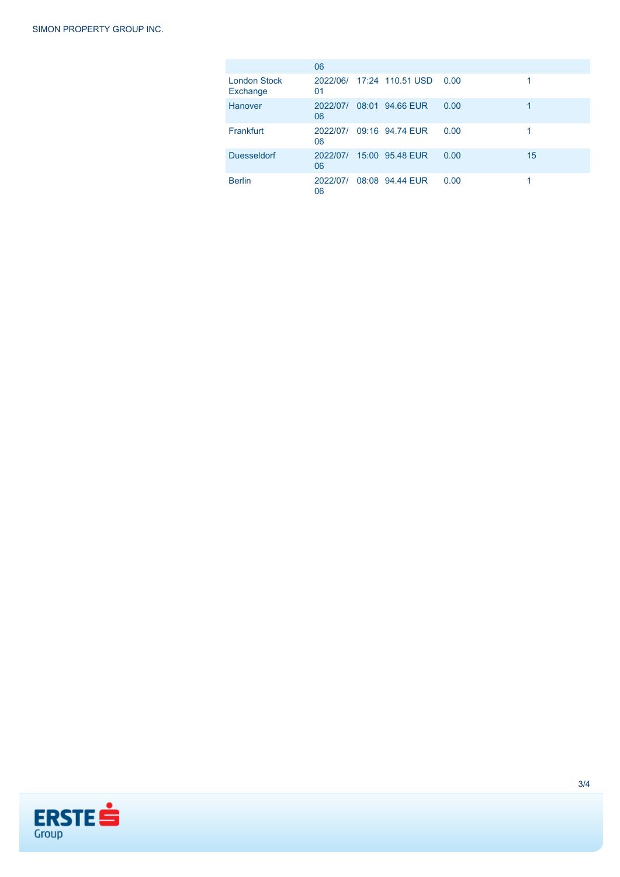| | | | | | |
|---|---|---|---|---|---|
| | 06 | | | | |
| London Stock Exchange | 2022/06/01 | 17:24 | 110.51 USD | 0.00 | 1 |
| Hanover | 2022/07/06 | 08:01 | 94.66 EUR | 0.00 | 1 |
| Frankfurt | 2022/07/06 | 09:16 | 94.74 EUR | 0.00 | 1 |
| Duesseldorf | 2022/07/06 | 15:00 | 95.48 EUR | 0.00 | 15 |
| Berlin | 2022/07/06 | 08:08 | 94.44 EUR | 0.00 | 1 |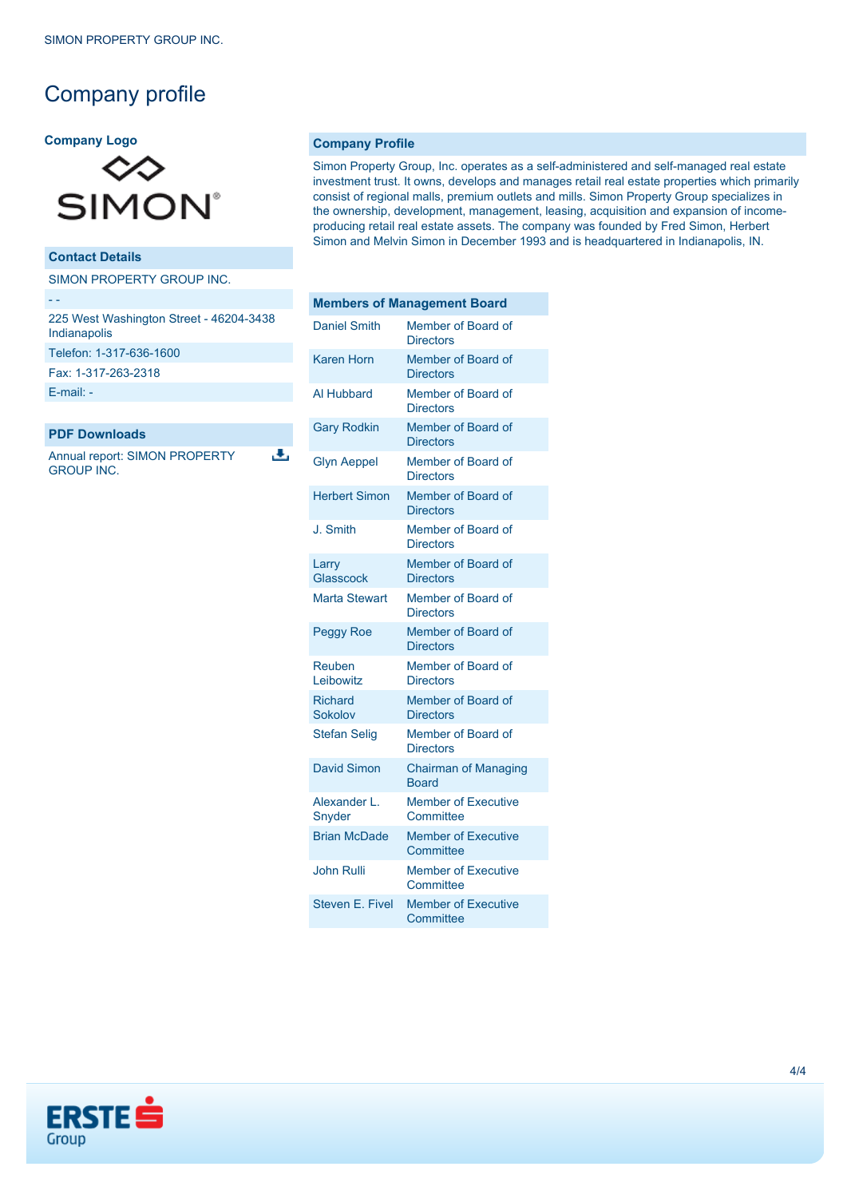# Company profile

**Company Logo**

## Contact Details

SIMON PROPERTY GROUP INC.

- -

225 West Washington Street - 46204-3438 Indianapolis

Telefon: 1-317-636-1600

Fax: 1-317-263-2318

E-mail: -

## PDF Downloads

Annual report: SIMON PROPERTY GROUP INC.

## Company Profile

Simon Property Group, Inc. operates as a self-administered and self-managed real estate investment trust. It owns, develops and manages retail real estate properties which primarily consist of regional malls, premium outlets and mills. Simon Property Group specializes in the ownership, development, management, leasing, acquisition and expansion of income-producing retail real estate assets. The company was founded by Fred Simon, Herbert Simon and Melvin Simon in December 1993 and is headquartered in Indianapolis, IN.

## Members of Management Board

| | |
|---|---|
| Daniel Smith | Member of Board of Directors |
| Karen Horn | Member of Board of Directors |
| Al Hubbard | Member of Board of Directors |
| Gary Rodkin | Member of Board of Directors |
| Glyn Aeppel | Member of Board of Directors |
| Herbert Simon | Member of Board of Directors |
| J. Smith | Member of Board of Directors |
| Larry Glasscock | Member of Board of Directors |
| Marta Stewart | Member of Board of Directors |
| Peggy Roe | Member of Board of Directors |
| Reuben Leibowitz | Member of Board of Directors |
| Richard Sokolov | Member of Board of Directors |
| Stefan Selig | Member of Board of Directors |
| David Simon | Chairman of Managing Board |
| Alexander L. Snyder | Member of Executive Committee |
| Brian McDade | Member of Executive Committee |
| John Rulli | Member of Executive Committee |
| Steven E. Fivel | Member of Executive Committee |